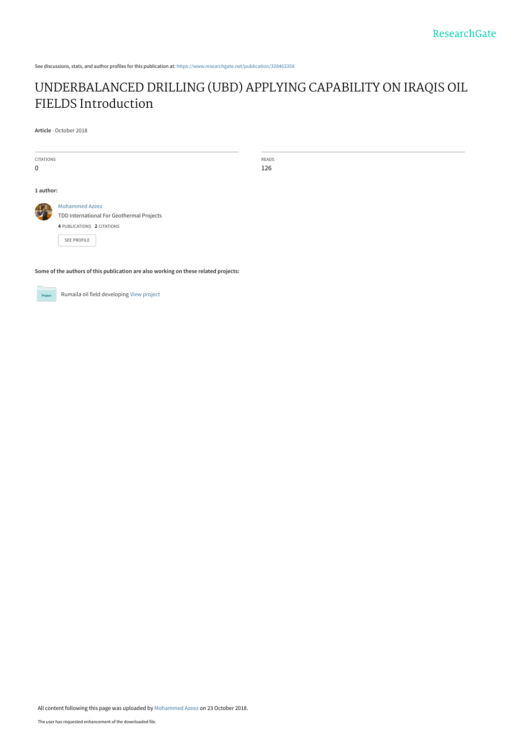See discussions, stats, and author profiles for this publication at: https://www.researchgate.net/publication/328463358

# UNDERBALANCED DRILLING (UBD) APPLYING CAPABILITY ON IRAQIS OIL FIELDS Introduction

**Article** · October 2018

| CITATIONS | READS |
| --- | --- |
| 0 | 126 |

**1 author:**

Mohammed Azeez
TDD International For Geothermal Projects
**4** PUBLICATIONS **2** CITATIONS

SEE PROFILE

**Some of the authors of this publication are also working on these related projects:**

Rumaila oil field developing View project

All content following this page was uploaded by Mohammed Azeez on 23 October 2018.

The user has requested enhancement of the downloaded file.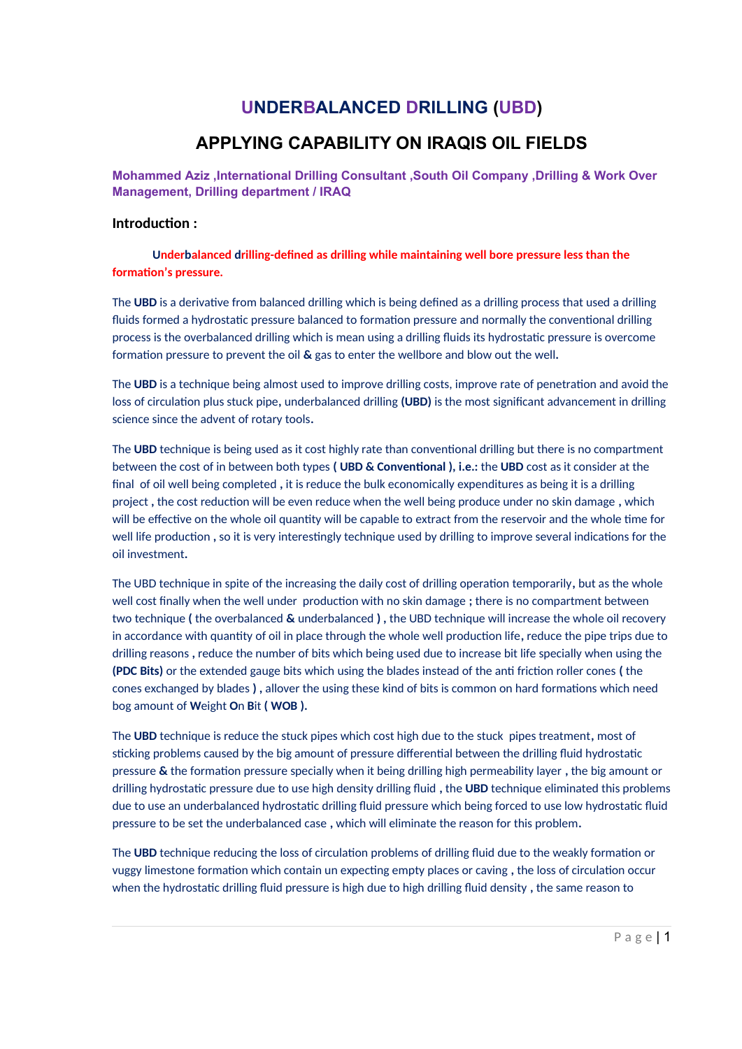# UNDERBALANCED DRILLING (UBD)

## APPLYING CAPABILITY ON IRAQIS OIL FIELDS

**Mohammed Aziz ,International Drilling Consultant ,South Oil Company ,Drilling & Work Over Management, Drilling department / IRAQ**

### Introduction :

**Underbalanced drilling-defined as drilling while maintaining well bore pressure less than the formation's pressure.**

The **UBD** is a derivative from balanced drilling which is being defined as a drilling process that used a drilling fluids formed a hydrostatic pressure balanced to formation pressure and normally the conventional drilling process is the overbalanced drilling which is mean using a drilling fluids its hydrostatic pressure is overcome formation pressure to prevent the oil **&** gas to enter the wellbore and blow out the well**.**

The **UBD** is a technique being almost used to improve drilling costs, improve rate of penetration and avoid the loss of circulation plus stuck pipe, underbalanced drilling **(UBD)** is the most significant advancement in drilling science since the advent of rotary tools**.**

The **UBD** technique is being used as it cost highly rate than conventional drilling but there is no compartment between the cost of in between both types **( UBD & Conventional ), i.e.:** the **UBD** cost as it consider at the final of oil well being completed **,** it is reduce the bulk economically expenditures as being it is a drilling project **,** the cost reduction will be even reduce when the well being produce under no skin damage **,** which will be effective on the whole oil quantity will be capable to extract from the reservoir and the whole time for well life production **,** so it is very interestingly technique used by drilling to improve several indications for the oil investment**.**

The UBD technique in spite of the increasing the daily cost of drilling operation temporarily**,** but as the whole well cost finally when the well under production with no skin damage **;** there is no compartment between two technique **(** the overbalanced **&** underbalanced **) ,** the UBD technique will increase the whole oil recovery in accordance with quantity of oil in place through the whole well production life**,** reduce the pipe trips due to drilling reasons **,** reduce the number of bits which being used due to increase bit life specially when using the **(PDC Bits)** or the extended gauge bits which using the blades instead of the anti friction roller cones **(** the cones exchanged by blades **) ,** allover the using these kind of bits is common on hard formations which need bog amount of **W**eight **O**n **B**it **( WOB ).**

The **UBD** technique is reduce the stuck pipes which cost high due to the stuck pipes treatment**,** most of sticking problems caused by the big amount of pressure differential between the drilling fluid hydrostatic pressure **&** the formation pressure specially when it being drilling high permeability layer **,** the big amount or drilling hydrostatic pressure due to use high density drilling fluid **,** the **UBD** technique eliminated this problems due to use an underbalanced hydrostatic drilling fluid pressure which being forced to use low hydrostatic fluid pressure to be set the underbalanced case **,** which will eliminate the reason for this problem**.**

The **UBD** technique reducing the loss of circulation problems of drilling fluid due to the weakly formation or vuggy limestone formation which contain un expecting empty places or caving **,** the loss of circulation occur when the hydrostatic drilling fluid pressure is high due to high drilling fluid density **,** the same reason to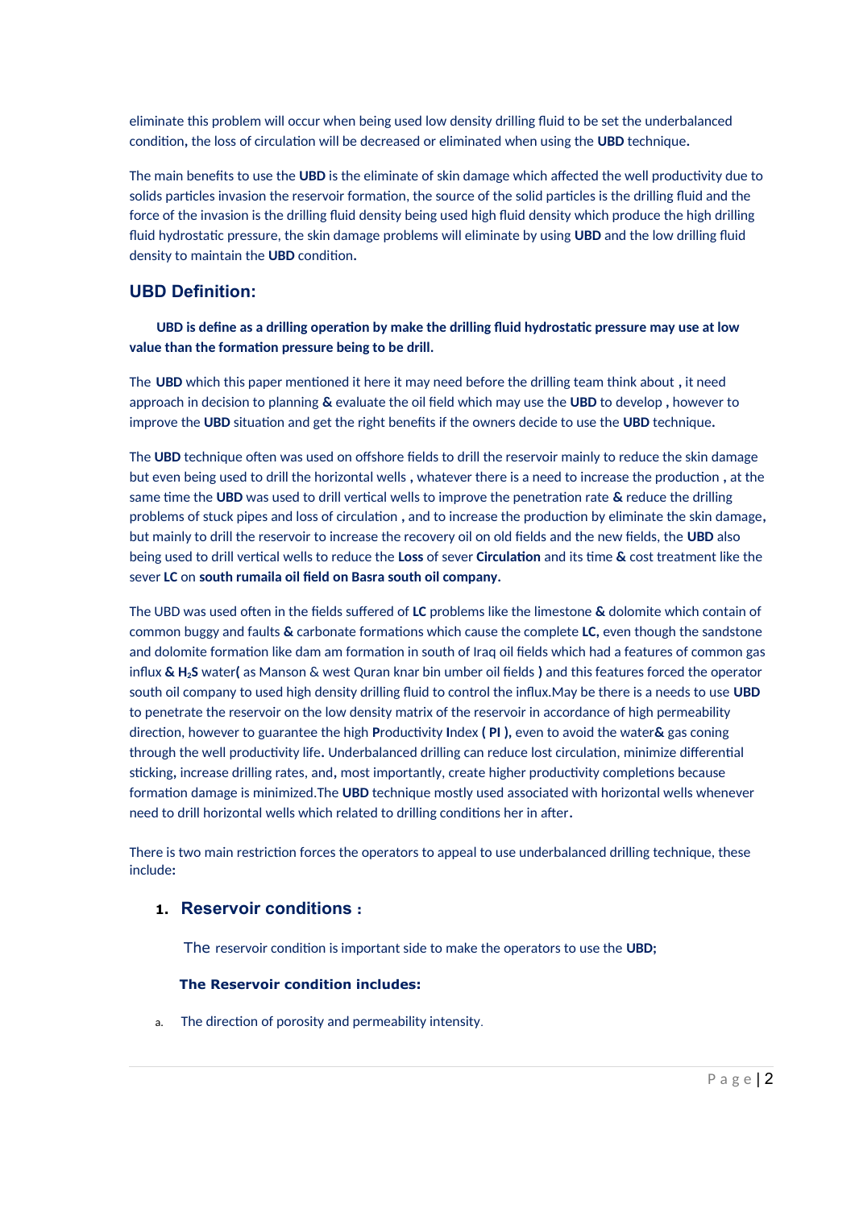eliminate this problem will occur when being used low density drilling fluid to be set the underbalanced condition, the loss of circulation will be decreased or eliminated when using the **UBD** technique.

The main benefits to use the **UBD** is the eliminate of skin damage which affected the well productivity due to solids particles invasion the reservoir formation, the source of the solid particles is the drilling fluid and the force of the invasion is the drilling fluid density being used high fluid density which produce the high drilling fluid hydrostatic pressure, the skin damage problems will eliminate by using **UBD** and the low drilling fluid density to maintain the **UBD** condition.

## UBD Definition:

**UBD is define as a drilling operation by make the drilling fluid hydrostatic pressure may use at low value than the formation pressure being to be drill.**

The **UBD** which this paper mentioned it here it may need before the drilling team think about **,** it need approach in decision to planning **&** evaluate the oil field which may use the **UBD** to develop **,** however to improve the **UBD** situation and get the right benefits if the owners decide to use the **UBD** technique.

The **UBD** technique often was used on offshore fields to drill the reservoir mainly to reduce the skin damage but even being used to drill the horizontal wells **,** whatever there is a need to increase the production **,** at the same time the **UBD** was used to drill vertical wells to improve the penetration rate **&** reduce the drilling problems of stuck pipes and loss of circulation **,** and to increase the production by eliminate the skin damage**,** but mainly to drill the reservoir to increase the recovery oil on old fields and the new fields, the **UBD** also being used to drill vertical wells to reduce the **Loss** of sever **Circulation** and its time **&** cost treatment like the sever **LC** on **south rumaila oil field on Basra south oil company.**

The UBD was used often in the fields suffered of **LC** problems like the limestone **&** dolomite which contain of common buggy and faults **&** carbonate formations which cause the complete **LC,** even though the sandstone and dolomite formation like dam am formation in south of Iraq oil fields which had a features of common gas influx **&** $H_2S$ water**(** as Manson & west Quran knar bin umber oil fields **)** and this features forced the operator south oil company to used high density drilling fluid to control the influx.May be there is a needs to use **UBD** to penetrate the reservoir on the low density matrix of the reservoir in accordance of high permeability direction, however to guarantee the high **P**roductivity **I**ndex **( PI ),** even to avoid the water**&** gas coning through the well productivity life. Underbalanced drilling can reduce lost circulation, minimize differential sticking, increase drilling rates, and, most importantly, create higher productivity completions because formation damage is minimized.The **UBD** technique mostly used associated with horizontal wells whenever need to drill horizontal wells which related to drilling conditions her in after.

There is two main restriction forces the operators to appeal to use underbalanced drilling technique, these include:

### 1. Reservoir conditions :

The reservoir condition is important side to make the operators to use the **UBD;**

**The Reservoir condition includes:**

a. The direction of porosity and permeability intensity.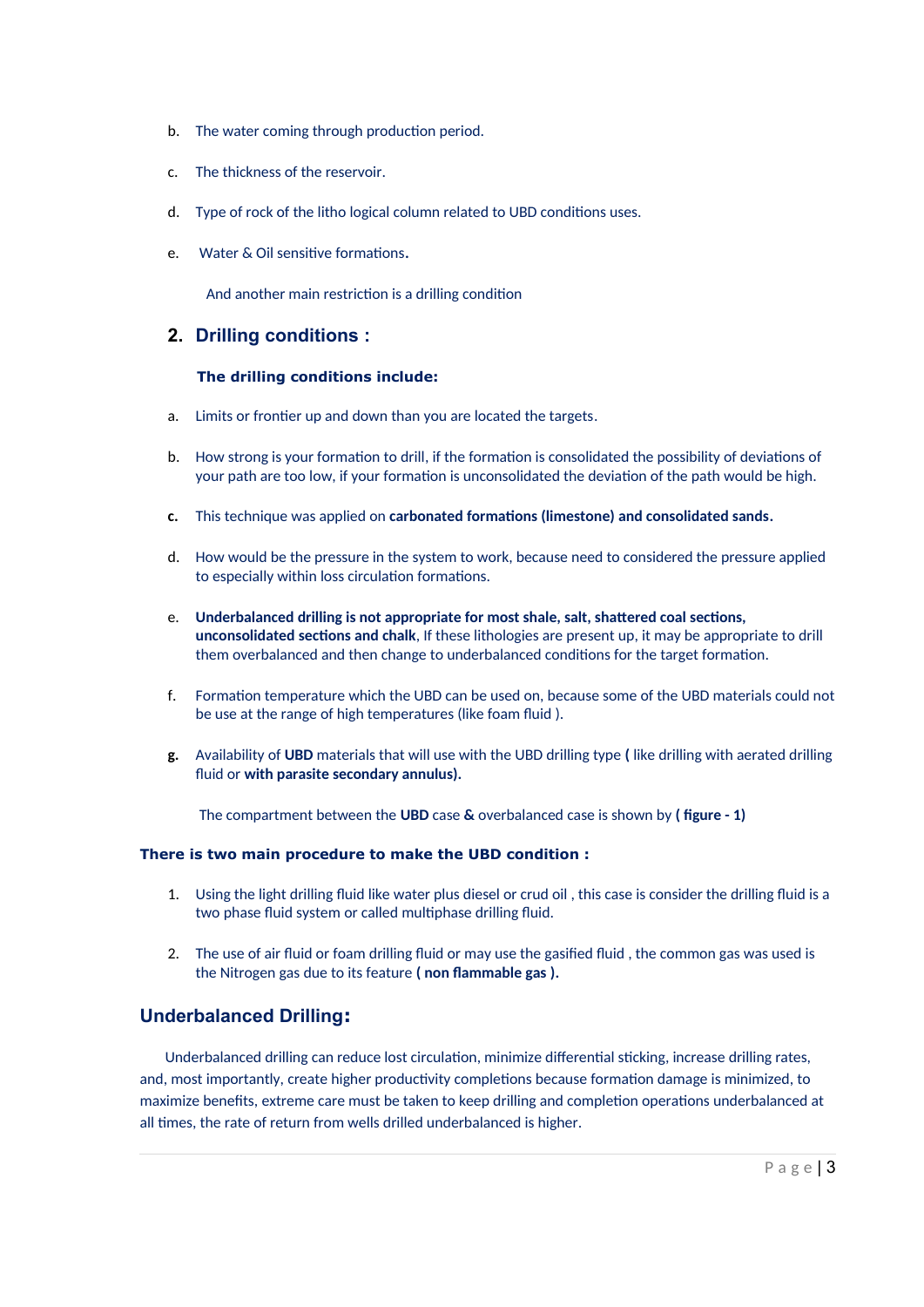b. The water coming through production period.

c. The thickness of the reservoir.

d. Type of rock of the litho logical column related to UBD conditions uses.

e. Water & Oil sensitive formations.

And another main restriction is a drilling condition

## 2. Drilling conditions :

**The drilling conditions include:**

a. Limits or frontier up and down than you are located the targets.

b. How strong is your formation to drill, if the formation is consolidated the possibility of deviations of your path are too low, if your formation is unconsolidated the deviation of the path would be high.

**c.** This technique was applied on **carbonated formations (limestone) and consolidated sands.**

d. How would be the pressure in the system to work, because need to considered the pressure applied to especially within loss circulation formations.

e. **Underbalanced drilling is not appropriate for most shale, salt, shattered coal sections, unconsolidated sections and chalk**, If these lithologies are present up, it may be appropriate to drill them overbalanced and then change to underbalanced conditions for the target formation.

f. Formation temperature which the UBD can be used on, because some of the UBD materials could not be use at the range of high temperatures (like foam fluid ).

**g.** Availability of **UBD** materials that will use with the UBD drilling type **(** like drilling with aerated drilling fluid or **with parasite secondary annulus).**

The compartment between the **UBD** case **&** overbalanced case is shown by **( figure - 1)**

**There is two main procedure to make the UBD condition :**

1. Using the light drilling fluid like water plus diesel or crud oil , this case is consider the drilling fluid is a two phase fluid system or called multiphase drilling fluid.

2. The use of air fluid or foam drilling fluid or may use the gasified fluid , the common gas was used is the Nitrogen gas due to its feature **( non flammable gas ).**

## Underbalanced Drilling:

Underbalanced drilling can reduce lost circulation, minimize differential sticking, increase drilling rates, and, most importantly, create higher productivity completions because formation damage is minimized, to maximize benefits, extreme care must be taken to keep drilling and completion operations underbalanced at all times, the rate of return from wells drilled underbalanced is higher.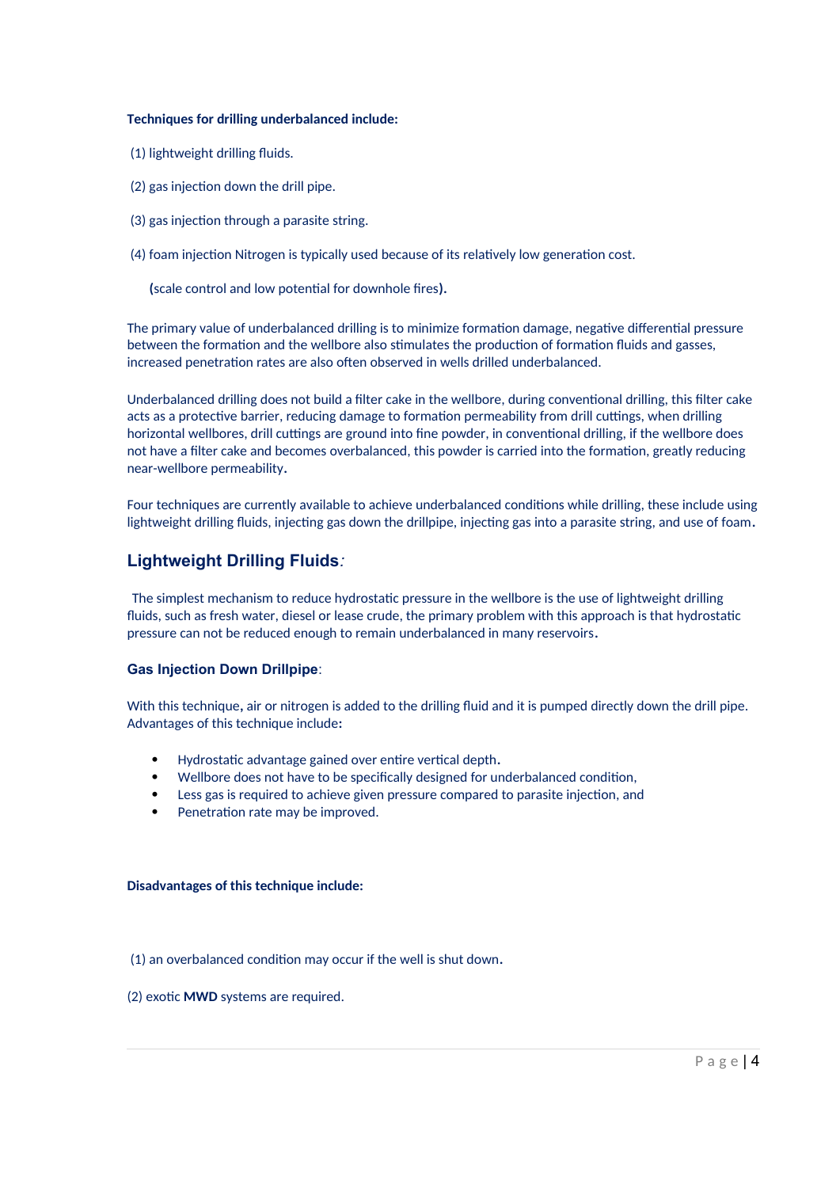**Techniques for drilling underbalanced include:**

(1) lightweight drilling fluids.

(2) gas injection down the drill pipe.

(3) gas injection through a parasite string.

(4) foam injection Nitrogen is typically used because of its relatively low generation cost.

**(**scale control and low potential for downhole fires**).**

The primary value of underbalanced drilling is to minimize formation damage, negative differential pressure between the formation and the wellbore also stimulates the production of formation fluids and gasses, increased penetration rates are also often observed in wells drilled underbalanced.

Underbalanced drilling does not build a filter cake in the wellbore, during conventional drilling, this filter cake acts as a protective barrier, reducing damage to formation permeability from drill cuttings, when drilling horizontal wellbores, drill cuttings are ground into fine powder, in conventional drilling, if the wellbore does not have a filter cake and becomes overbalanced, this powder is carried into the formation, greatly reducing near-wellbore permeability**.**

Four techniques are currently available to achieve underbalanced conditions while drilling, these include using lightweight drilling fluids, injecting gas down the drillpipe, injecting gas into a parasite string, and use of foam**.**

## Lightweight Drilling Fluids*:*

The simplest mechanism to reduce hydrostatic pressure in the wellbore is the use of lightweight drilling fluids, such as fresh water, diesel or lease crude, the primary problem with this approach is that hydrostatic pressure can not be reduced enough to remain underbalanced in many reservoirs**.**

### Gas Injection Down Drillpipe:

With this technique**,** air or nitrogen is added to the drilling fluid and it is pumped directly down the drill pipe. Advantages of this technique include**:**

- Hydrostatic advantage gained over entire vertical depth**.**
- Wellbore does not have to be specifically designed for underbalanced condition,
- Less gas is required to achieve given pressure compared to parasite injection, and
- Penetration rate may be improved.

**Disadvantages of this technique include:**

(1) an overbalanced condition may occur if the well is shut down**.**

(2) exotic **MWD** systems are required.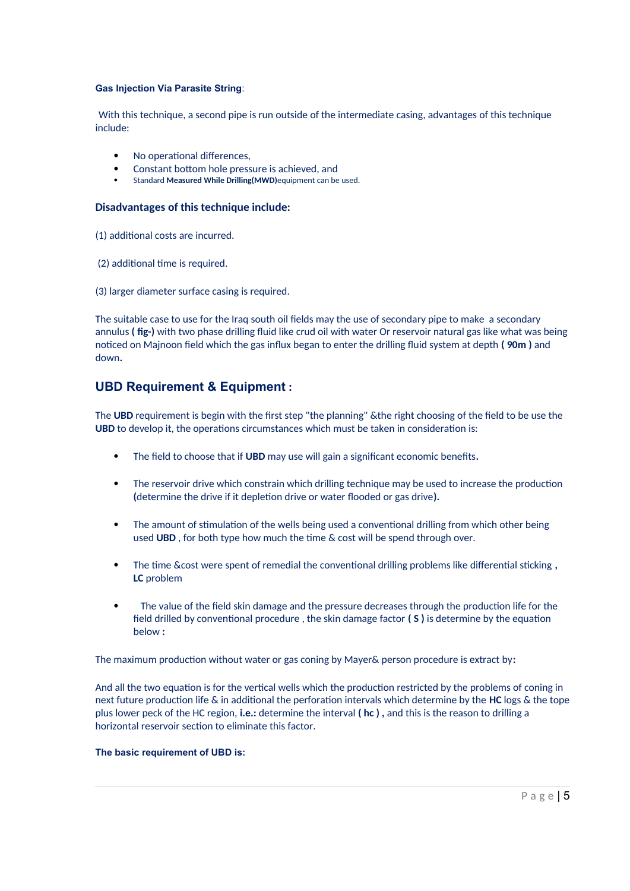**Gas Injection Via Parasite String**:

With this technique, a second pipe is run outside of the intermediate casing, advantages of this technique include:

- No operational differences,
- Constant bottom hole pressure is achieved, and
- Standard **Measured While Drilling(MWD)**equipment can be used.

### Disadvantages of this technique include:

(1) additional costs are incurred.

(2) additional time is required.

(3) larger diameter surface casing is required.

The suitable case to use for the Iraq south oil fields may the use of secondary pipe to make a secondary annulus **( fig-)** with two phase drilling fluid like crud oil with water Or reservoir natural gas like what was being noticed on Majnoon field which the gas influx began to enter the drilling fluid system at depth **( 90m )** and down**.**

## UBD Requirement & Equipment :

The **UBD** requirement is begin with the first step "the planning" &the right choosing of the field to be use the **UBD** to develop it, the operations circumstances which must be taken in consideration is:

- The field to choose that if **UBD** may use will gain a significant economic benefits**.**
- The reservoir drive which constrain which drilling technique may be used to increase the production **(**determine the drive if it depletion drive or water flooded or gas drive**).**
- The amount of stimulation of the wells being used a conventional drilling from which other being used **UBD** , for both type how much the time & cost will be spend through over.
- The time &cost were spent of remedial the conventional drilling problems like differential sticking **,** **LC** problem
- The value of the field skin damage and the pressure decreases through the production life for the field drilled by conventional procedure , the skin damage factor **( S )** is determine by the equation below **:**

The maximum production without water or gas coning by Mayer& person procedure is extract by**:**

And all the two equation is for the vertical wells which the production restricted by the problems of coning in next future production life & in additional the perforation intervals which determine by the **HC** logs & the tope plus lower peck of the HC region, **i.e.:** determine the interval **( hc ) ,** and this is the reason to drilling a horizontal reservoir section to eliminate this factor.

**The basic requirement of UBD is:**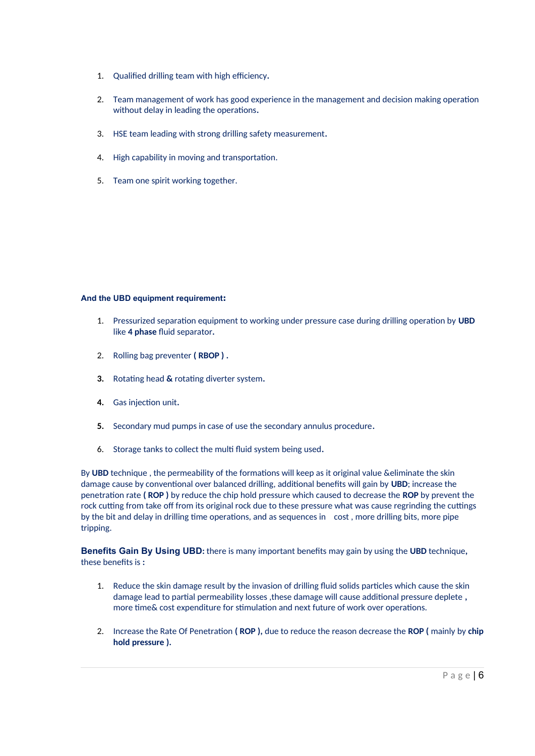1. Qualified drilling team with high efficiency.

2. Team management of work has good experience in the management and decision making operation without delay in leading the operations.

3. HSE team leading with strong drilling safety measurement.

4. High capability in moving and transportation.

5. Team one spirit working together.

**And the UBD equipment requirement:**

1. Pressurized separation equipment to working under pressure case during drilling operation by **UBD** like **4 phase** fluid separator.

2. Rolling bag preventer **( RBOP ) .**

3. Rotating head **&** rotating diverter system.

4. Gas injection unit.

5. Secondary mud pumps in case of use the secondary annulus procedure.

6. Storage tanks to collect the multi fluid system being used.

By **UBD** technique , the permeability of the formations will keep as it original value &eliminate the skin damage cause by conventional over balanced drilling, additional benefits will gain by **UBD**; increase the penetration rate **( ROP )** by reduce the chip hold pressure which caused to decrease the **ROP** by prevent the rock cutting from take off from its original rock due to these pressure what was cause regrinding the cuttings by the bit and delay in drilling time operations, and as sequences in cost , more drilling bits, more pipe tripping.

**Benefits Gain By Using UBD:** there is many important benefits may gain by using the **UBD** technique, these benefits is **:**

1. Reduce the skin damage result by the invasion of drilling fluid solids particles which cause the skin damage lead to partial permeability losses ,these damage will cause additional pressure deplete **,** more time& cost expenditure for stimulation and next future of work over operations.

2. Increase the Rate Of Penetration **( ROP ),** due to reduce the reason decrease the **ROP (** mainly by **chip hold pressure ).**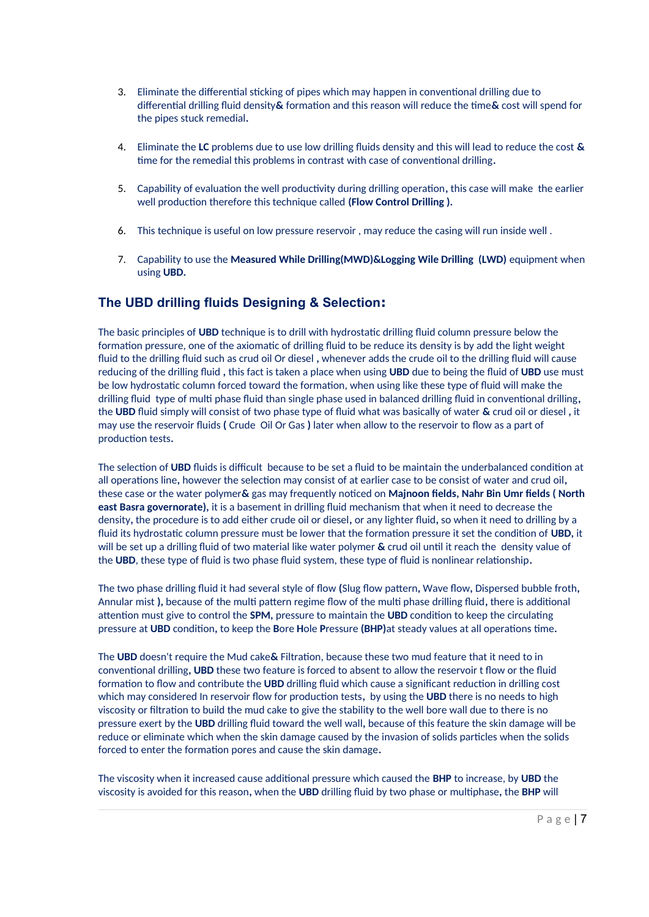3. Eliminate the differential sticking of pipes which may happen in conventional drilling due to differential drilling fluid density**&** formation and this reason will reduce the time**&** cost will spend for the pipes stuck remedial**.**

4. Eliminate the **LC** problems due to use low drilling fluids density and this will lead to reduce the cost **&** time for the remedial this problems in contrast with case of conventional drilling**.**

5. Capability of evaluation the well productivity during drilling operation**,** this case will make the earlier well production therefore this technique called **(Flow Control Drilling ).**

6. This technique is useful on low pressure reservoir , may reduce the casing will run inside well .

7. Capability to use the **Measured While Drilling(MWD)&Logging Wile Drilling (LWD)** equipment when using **UBD.**

## The UBD drilling fluids Designing & Selection:

The basic principles of **UBD** technique is to drill with hydrostatic drilling fluid column pressure below the formation pressure, one of the axiomatic of drilling fluid to be reduce its density is by add the light weight fluid to the drilling fluid such as crud oil Or diesel **,** whenever adds the crude oil to the drilling fluid will cause reducing of the drilling fluid **,** this fact is taken a place when using **UBD** due to being the fluid of **UBD** use must be low hydrostatic column forced toward the formation, when using like these type of fluid will make the drilling fluid type of multi phase fluid than single phase used in balanced drilling fluid in conventional drilling**,** the **UBD** fluid simply will consist of two phase type of fluid what was basically of water **&** crud oil or diesel **,** it may use the reservoir fluids **(** Crude Oil Or Gas **)** later when allow to the reservoir to flow as a part of production tests**.**

The selection of **UBD** fluids is difficult because to be set a fluid to be maintain the underbalanced condition at all operations line**,** however the selection may consist of at earlier case to be consist of water and crud oil**,** these case or the water polymer**&** gas may frequently noticed on **Majnoon fields, Nahr Bin Umr fields ( North east Basra governorate),** it is a basement in drilling fluid mechanism that when it need to decrease the density**,** the procedure is to add either crude oil or diesel**,** or any lighter fluid**,** so when it need to drilling by a fluid its hydrostatic column pressure must be lower that the formation pressure it set the condition of **UBD**, it will be set up a drilling fluid of two material like water polymer **&** crud oil until it reach the density value of the **UBD**, these type of fluid is two phase fluid system, these type of fluid is nonlinear relationship**.**

The two phase drilling fluid it had several style of flow **(**Slug flow pattern**,** Wave flow**,** Dispersed bubble froth**,** Annular mist **),** because of the multi pattern regime flow of the multi phase drilling fluid**,** there is additional attention must give to control the **SPM,** pressure to maintain the **UBD** condition to keep the circulating pressure at **UBD** condition**,** to keep the **B**ore **H**ole **P**ressure **(BHP)**at steady values at all operations time**.**

The **UBD** doesn't require the Mud cake**&** Filtration, because these two mud feature that it need to in conventional drilling**, UBD** these two feature is forced to absent to allow the reservoir t flow or the fluid formation to flow and contribute the **UBD** drilling fluid which cause a significant reduction in drilling cost which may considered In reservoir flow for production tests**,** by using the **UBD** there is no needs to high viscosity or filtration to build the mud cake to give the stability to the well bore wall due to there is no pressure exert by the **UBD** drilling fluid toward the well wall**,** because of this feature the skin damage will be reduce or eliminate which when the skin damage caused by the invasion of solids particles when the solids forced to enter the formation pores and cause the skin damage**.**

The viscosity when it increased cause additional pressure which caused the **BHP** to increase, by **UBD** the viscosity is avoided for this reason**,** when the **UBD** drilling fluid by two phase or multiphase, the **BHP** will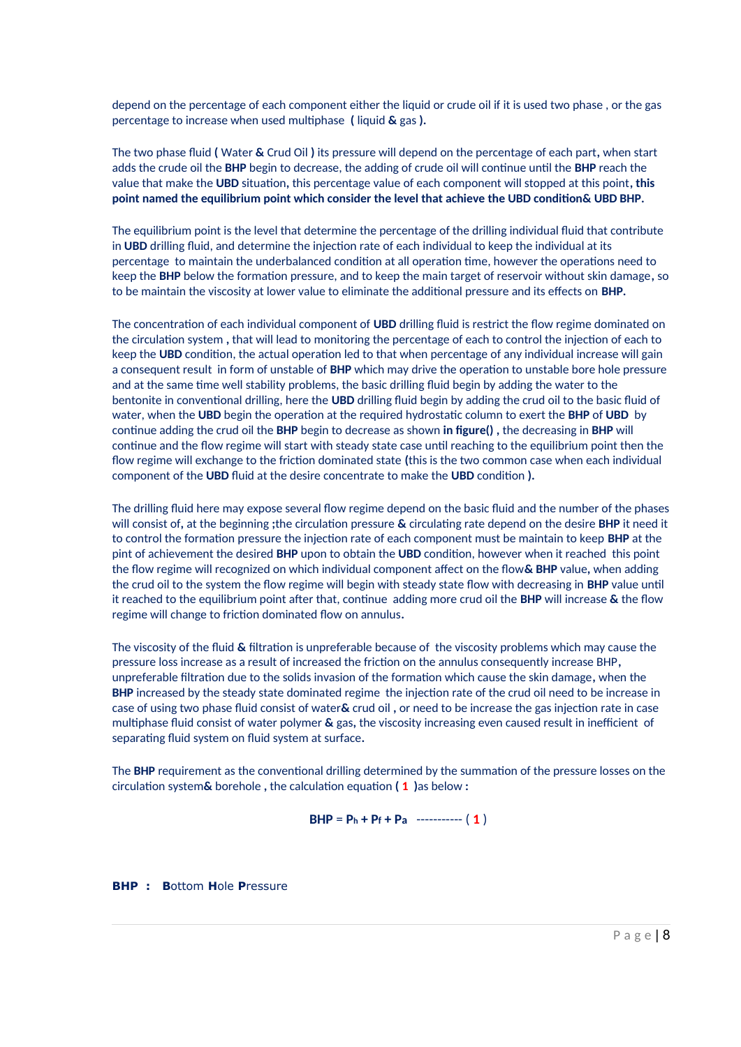depend on the percentage of each component either the liquid or crude oil if it is used two phase , or the gas percentage to increase when used multiphase **(** liquid **&** gas **).**

The two phase fluid **(** Water **&** Crud Oil **)** its pressure will depend on the percentage of each part**,** when start adds the crude oil the **BHP** begin to decrease, the adding of crude oil will continue until the **BHP** reach the value that make the **UBD** situation**,** this percentage value of each component will stopped at this point**, this point named the equilibrium point which consider the level that achieve the UBD condition& UBD BHP.**

The equilibrium point is the level that determine the percentage of the drilling individual fluid that contribute in **UBD** drilling fluid, and determine the injection rate of each individual to keep the individual at its percentage to maintain the underbalanced condition at all operation time, however the operations need to keep the **BHP** below the formation pressure, and to keep the main target of reservoir without skin damage**,** so to be maintain the viscosity at lower value to eliminate the additional pressure and its effects on **BHP.**

The concentration of each individual component of **UBD** drilling fluid is restrict the flow regime dominated on the circulation system **,** that will lead to monitoring the percentage of each to control the injection of each to keep the **UBD** condition, the actual operation led to that when percentage of any individual increase will gain a consequent result in form of unstable of **BHP** which may drive the operation to unstable bore hole pressure and at the same time well stability problems, the basic drilling fluid begin by adding the water to the bentonite in conventional drilling, here the **UBD** drilling fluid begin by adding the crud oil to the basic fluid of water, when the **UBD** begin the operation at the required hydrostatic column to exert the **BHP** of **UBD** by continue adding the crud oil the **BHP** begin to decrease as shown **in figure()** , the decreasing in **BHP** will continue and the flow regime will start with steady state case until reaching to the equilibrium point then the flow regime will exchange to the friction dominated state **(**this is the two common case when each individual component of the **UBD** fluid at the desire concentrate to make the **UBD** condition **).**

The drilling fluid here may expose several flow regime depend on the basic fluid and the number of the phases will consist of, at the beginning ;the circulation pressure **&** circulating rate depend on the desire **BHP** it need it to control the formation pressure the injection rate of each component must be maintain to keep **BHP** at the pint of achievement the desired **BHP** upon to obtain the **UBD** condition, however when it reached this point the flow regime will recognized on which individual component affect on the flow**& BHP** value**,** when adding the crud oil to the system the flow regime will begin with steady state flow with decreasing in **BHP** value until it reached to the equilibrium point after that, continue adding more crud oil the **BHP** will increase **&** the flow regime will change to friction dominated flow on annulus**.**

The viscosity of the fluid **&** filtration is unpreferable because of the viscosity problems which may cause the pressure loss increase as a result of increased the friction on the annulus consequently increase BHP**,** unpreferable filtration due to the solids invasion of the formation which cause the skin damage**,** when the **BHP** increased by the steady state dominated regime the injection rate of the crud oil need to be increase in case of using two phase fluid consist of water**&** crud oil **,** or need to be increase the gas injection rate in case multiphase fluid consist of water polymer **&** gas, the viscosity increasing even caused result in inefficient of separating fluid system on fluid system at surface**.**

The **BHP** requirement as the conventional drilling determined by the summation of the pressure losses on the circulation system**&** borehole **,** the calculation equation **( 1 )**as below **:**

$$BHP = P_h + P_f + P_a \quad \text{-----------} \quad (1)$$

**BHP : B**ottom **H**ole **P**ressure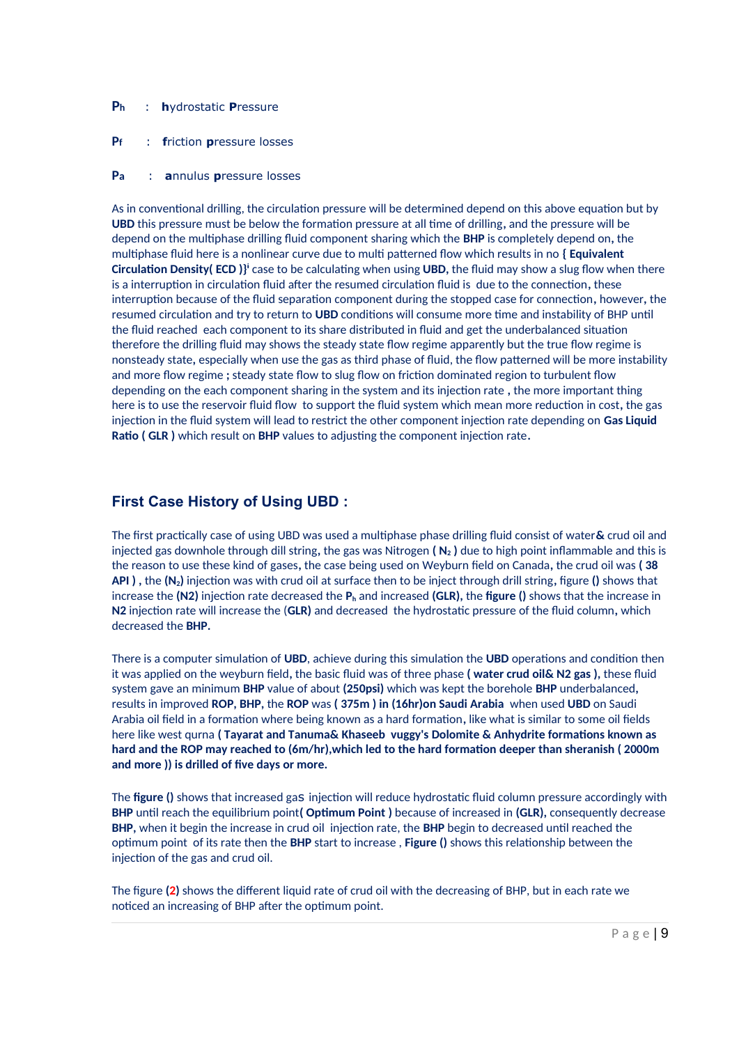**$P_h$** : **h**ydrostatic **P**ressure

**$P_f$** : **f**riction **p**ressure losses

**$P_a$** : **a**nnulus **p**ressure losses

As in conventional drilling, the circulation pressure will be determined depend on this above equation but by **UBD** this pressure must be below the formation pressure at all time of drilling, and the pressure will be depend on the multiphase drilling fluid component sharing which the **BHP** is completely depend on, the multiphase fluid here is a nonlinear curve due to multi patterned flow which results in no **{ Equivalent Circulation Density( ECD )}**[i] case to be calculating when using **UBD**, the fluid may show a slug flow when there is a interruption in circulation fluid after the resumed circulation fluid is due to the connection, these interruption because of the fluid separation component during the stopped case for connection, however, the resumed circulation and try to return to **UBD** conditions will consume more time and instability of BHP until the fluid reached each component to its share distributed in fluid and get the underbalanced situation therefore the drilling fluid may shows the steady state flow regime apparently but the true flow regime is nonsteady state, especially when use the gas as third phase of fluid, the flow patterned will be more instability and more flow regime **;** steady state flow to slug flow on friction dominated region to turbulent flow depending on the each component sharing in the system and its injection rate , the more important thing here is to use the reservoir fluid flow to support the fluid system which mean more reduction in cost, the gas injection in the fluid system will lead to restrict the other component injection rate depending on **Gas Liquid Ratio ( GLR )** which result on **BHP** values to adjusting the component injection rate**.**

## First Case History of Using UBD :

The first practically case of using UBD was used a multiphase phase drilling fluid consist of water**&** crud oil and injected gas downhole through dill string, the gas was Nitrogen **( $N_2$ )** due to high point inflammable and this is the reason to use these kind of gases, the case being used on Weyburn field on Canada, the crud oil was **( 38 API )** , the **($N_2$)** injection was with crud oil at surface then to be inject through drill string, figure **()** shows that increase the **(N2)** injection rate decreased the **$P_h$** and increased **(GLR)**, the **figure ()** shows that the increase in **N2** injection rate will increase the (**GLR)** and decreased the hydrostatic pressure of the fluid column, which decreased the **BHP.**

There is a computer simulation of **UBD**, achieve during this simulation the **UBD** operations and condition then it was applied on the weyburn field, the basic fluid was of three phase **( water crud oil& N2 gas ),** these fluid system gave an minimum **BHP** value of about **(250psi)** which was kept the borehole **BHP** underbalanced, results in improved **ROP, BHP**, the **ROP** was **( 375m ) in (16hr)on Saudi Arabia** when used **UBD** on Saudi Arabia oil field in a formation where being known as a hard formation, like what is similar to some oil fields here like west qurna **( Tayarat and Tanuma& Khaseeb vuggy's Dolomite & Anhydrite formations known as hard and the ROP may reached to (6m/hr),which led to the hard formation deeper than sheranish ( 2000m and more )) is drilled of five days or more.**

The **figure ()** shows that increased gas injection will reduce hydrostatic fluid column pressure accordingly with **BHP** until reach the equilibrium point**( Optimum Point )** because of increased in **(GLR),** consequently decrease **BHP,** when it begin the increase in crud oil injection rate, the **BHP** begin to decreased until reached the optimum point of its rate then the **BHP** start to increase , **Figure ()** shows this relationship between the injection of the gas and crud oil.

The figure **(2)** shows the different liquid rate of crud oil with the decreasing of BHP, but in each rate we noticed an increasing of BHP after the optimum point.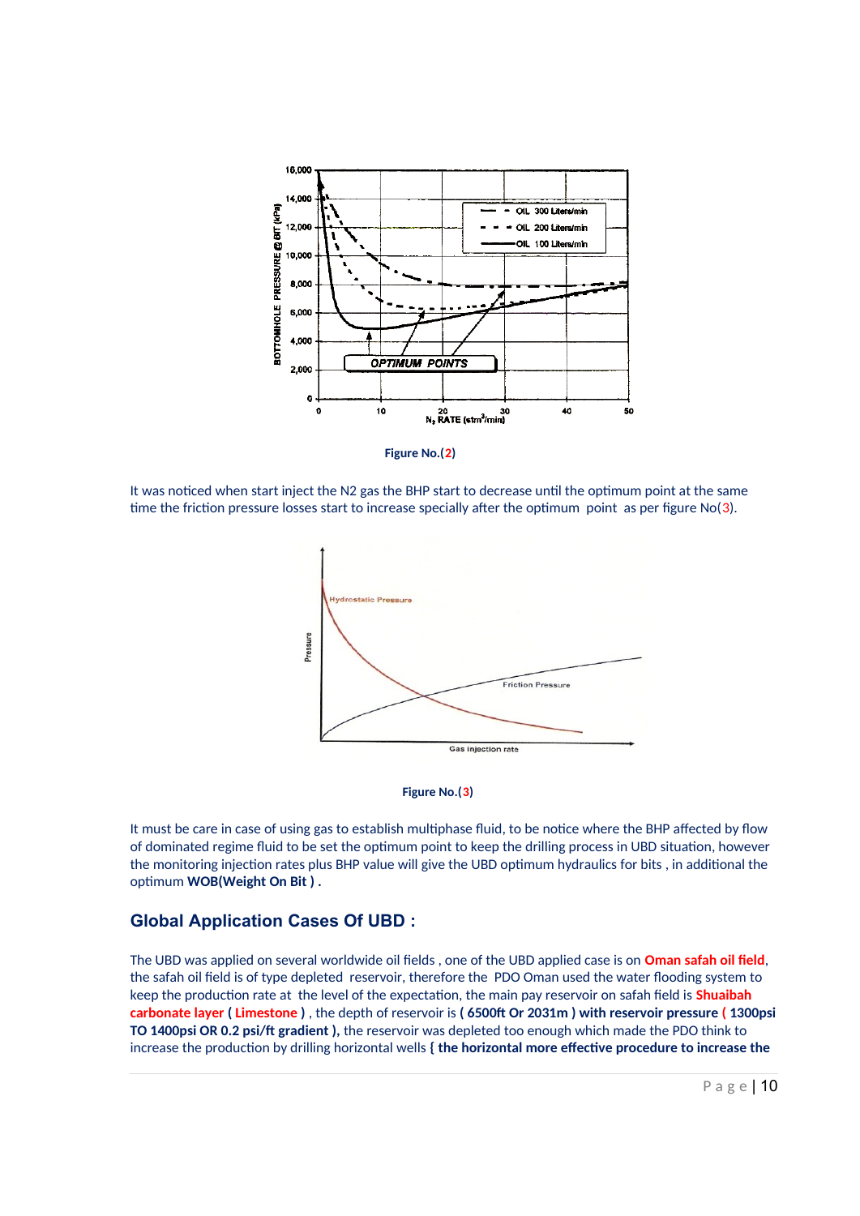Figure No.(2)

It was noticed when start inject the N2 gas the BHP start to decrease until the optimum point at the same time the friction pressure losses start to increase specially after the optimum point as per figure No(3).

Figure No.(3)

It must be care in case of using gas to establish multiphase fluid, to be notice where the BHP affected by flow of dominated regime fluid to be set the optimum point to keep the drilling process in UBD situation, however the monitoring injection rates plus BHP value will give the UBD optimum hydraulics for bits , in additional the optimum **WOB(Weight On Bit ) .**

## Global Application Cases Of UBD :

The UBD was applied on several worldwide oil fields , one of the UBD applied case is on **Oman safah oil field**, the safah oil field is of type depleted reservoir, therefore the PDO Oman used the water flooding system to keep the production rate at the level of the expectation, the main pay reservoir on safah field is **Shuaibah carbonate layer ( Limestone )** , the depth of reservoir is **( 6500ft Or 2031m ) with reservoir pressure ( 1300psi TO 1400psi OR 0.2 psi/ft gradient ),** the reservoir was depleted too enough which made the PDO think to increase the production by drilling horizontal wells **{ the horizontal more effective procedure to increase the**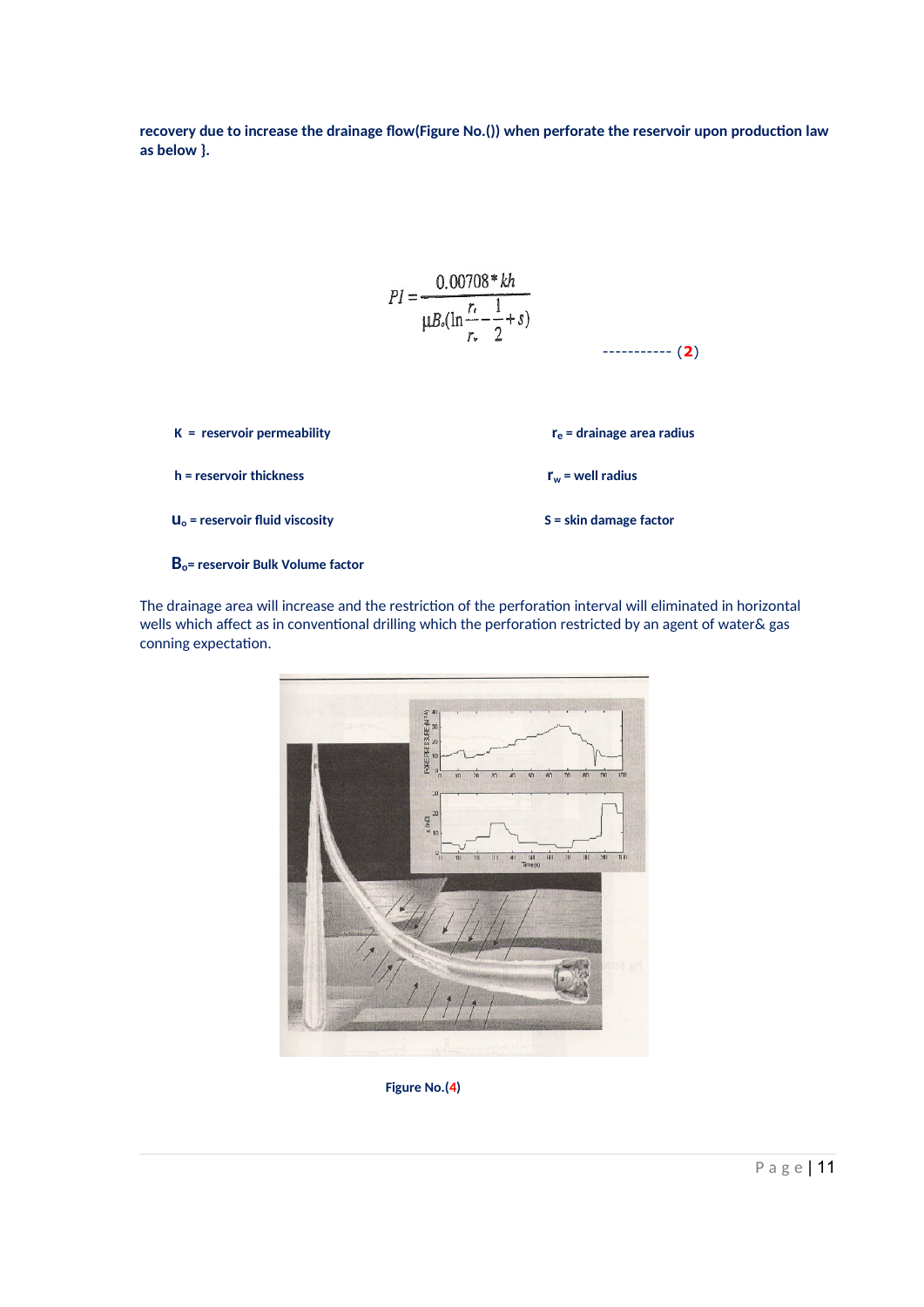**recovery due to increase the drainage flow(Figure No.()) when perforate the reservoir upon production law as below }.**

$$PI = \frac{0.00708 * kh}{\mu B_o(\ln\frac{r_e}{r_w} - \frac{1}{2} + s)} \qquad \text{----------- (2)}$$

**K = reservoir permeability**

**h = reservoir thickness**

**$u_o$ = reservoir fluid viscosity**

**$B_o$= reservoir Bulk Volume factor**

**$r_e$ = drainage area radius**

**$r_w$ = well radius**

**S = skin damage factor**

The drainage area will increase and the restriction of the perforation interval will eliminated in horizontal wells which affect as in conventional drilling which the perforation restricted by an agent of water& gas conning expectation.

**Figure No.(4)**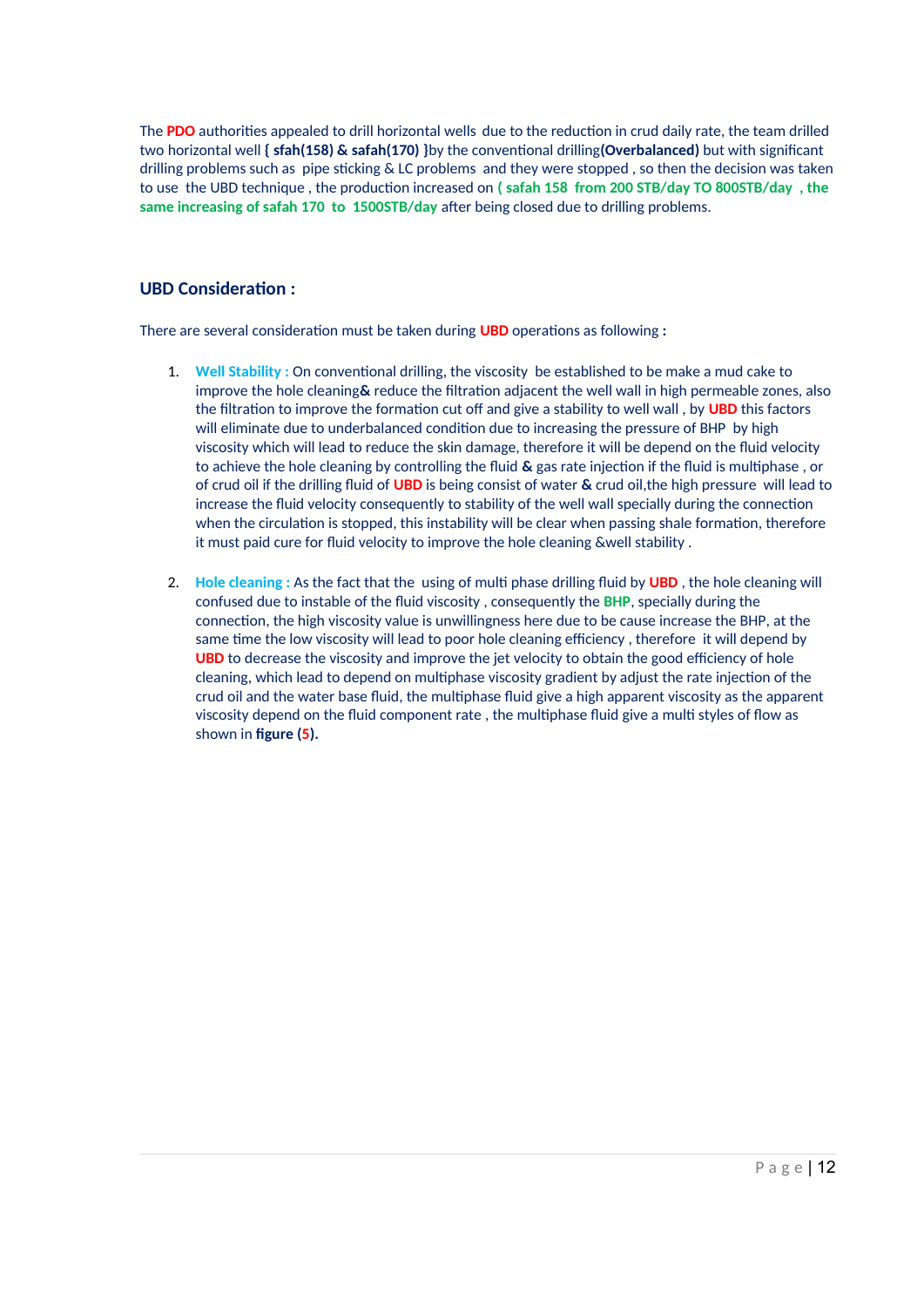The **PDO** authorities appealed to drill horizontal wells due to the reduction in crud daily rate, the team drilled two horizontal well **{ sfah(158) & safah(170) }**by the conventional drilling**(Overbalanced)** but with significant drilling problems such as pipe sticking & LC problems and they were stopped , so then the decision was taken to use the UBD technique , the production increased on **( safah 158 from 200 STB/day TO 800STB/day , the same increasing of safah 170 to 1500STB/day** after being closed due to drilling problems.

## UBD Consideration :

There are several consideration must be taken during **UBD** operations as following **:**

1. **Well Stability :** On conventional drilling, the viscosity be established to be make a mud cake to improve the hole cleaning**&** reduce the filtration adjacent the well wall in high permeable zones, also the filtration to improve the formation cut off and give a stability to well wall , by **UBD** this factors will eliminate due to underbalanced condition due to increasing the pressure of BHP by high viscosity which will lead to reduce the skin damage, therefore it will be depend on the fluid velocity to achieve the hole cleaning by controlling the fluid **&** gas rate injection if the fluid is multiphase , or of crud oil if the drilling fluid of **UBD** is being consist of water **&** crud oil,the high pressure will lead to increase the fluid velocity consequently to stability of the well wall specially during the connection when the circulation is stopped, this instability will be clear when passing shale formation, therefore it must paid cure for fluid velocity to improve the hole cleaning &well stability .

2. **Hole cleaning :** As the fact that the using of multi phase drilling fluid by **UBD** , the hole cleaning will confused due to instable of the fluid viscosity , consequently the **BHP**, specially during the connection, the high viscosity value is unwillingness here due to be cause increase the BHP, at the same time the low viscosity will lead to poor hole cleaning efficiency , therefore it will depend by **UBD** to decrease the viscosity and improve the jet velocity to obtain the good efficiency of hole cleaning, which lead to depend on multiphase viscosity gradient by adjust the rate injection of the crud oil and the water base fluid, the multiphase fluid give a high apparent viscosity as the apparent viscosity depend on the fluid component rate , the multiphase fluid give a multi styles of flow as shown in **figure (5).**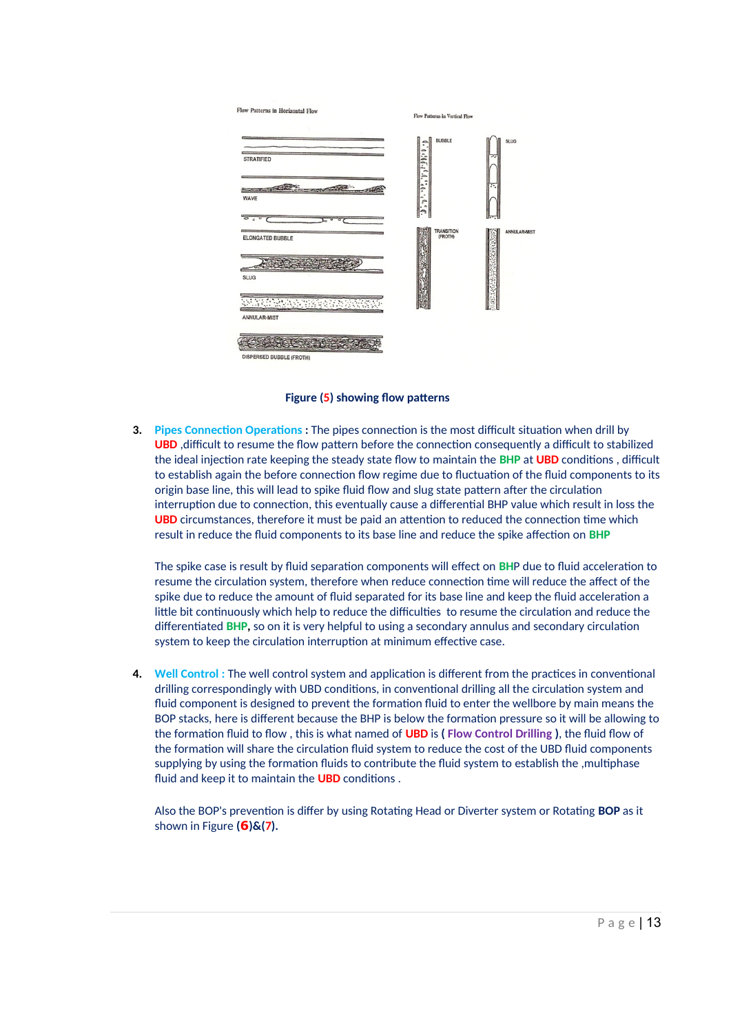Flow Patterns in Horizontal Flow

STRATIFIED

WAVE

ELONGATED BUBBLE

SLUG

ANNULAR-MIST

DISPERSED BUBBLE (FROTH)

Flow Patterns in Vertical Flow

BUBBLE

SLUG

TRANSITION (FROTH)

ANNULAR-MIST

**Figure (5) showing flow patterns**

3. **Pipes Connection Operations :** The pipes connection is the most difficult situation when drill by **UBD** ,difficult to resume the flow pattern before the connection consequently a difficult to stabilized the ideal injection rate keeping the steady state flow to maintain the **BHP** at **UBD** conditions , difficult to establish again the before connection flow regime due to fluctuation of the fluid components to its origin base line, this will lead to spike fluid flow and slug state pattern after the circulation interruption due to connection, this eventually cause a differential BHP value which result in loss the **UBD** circumstances, therefore it must be paid an attention to reduced the connection time which result in reduce the fluid components to its base line and reduce the spike affection on **BHP**

   The spike case is result by fluid separation components will effect on **BH**P due to fluid acceleration to resume the circulation system, therefore when reduce connection time will reduce the affect of the spike due to reduce the amount of fluid separated for its base line and keep the fluid acceleration a little bit continuously which help to reduce the difficulties to resume the circulation and reduce the differentiated **BHP,** so on it is very helpful to using a secondary annulus and secondary circulation system to keep the circulation interruption at minimum effective case.

4. **Well Control :** The well control system and application is different from the practices in conventional drilling correspondingly with UBD conditions, in conventional drilling all the circulation system and fluid component is designed to prevent the formation fluid to enter the wellbore by main means the BOP stacks, here is different because the BHP is below the formation pressure so it will be allowing to the formation fluid to flow , this is what named of **UBD** is **( Flow Control Drilling ),** the fluid flow of the formation will share the circulation fluid system to reduce the cost of the UBD fluid components supplying by using the formation fluids to contribute the fluid system to establish the ,multiphase fluid and keep it to maintain the **UBD** conditions .

   Also the BOP's prevention is differ by using Rotating Head or Diverter system or Rotating **BOP** as it shown in Figure **(6)&(7).**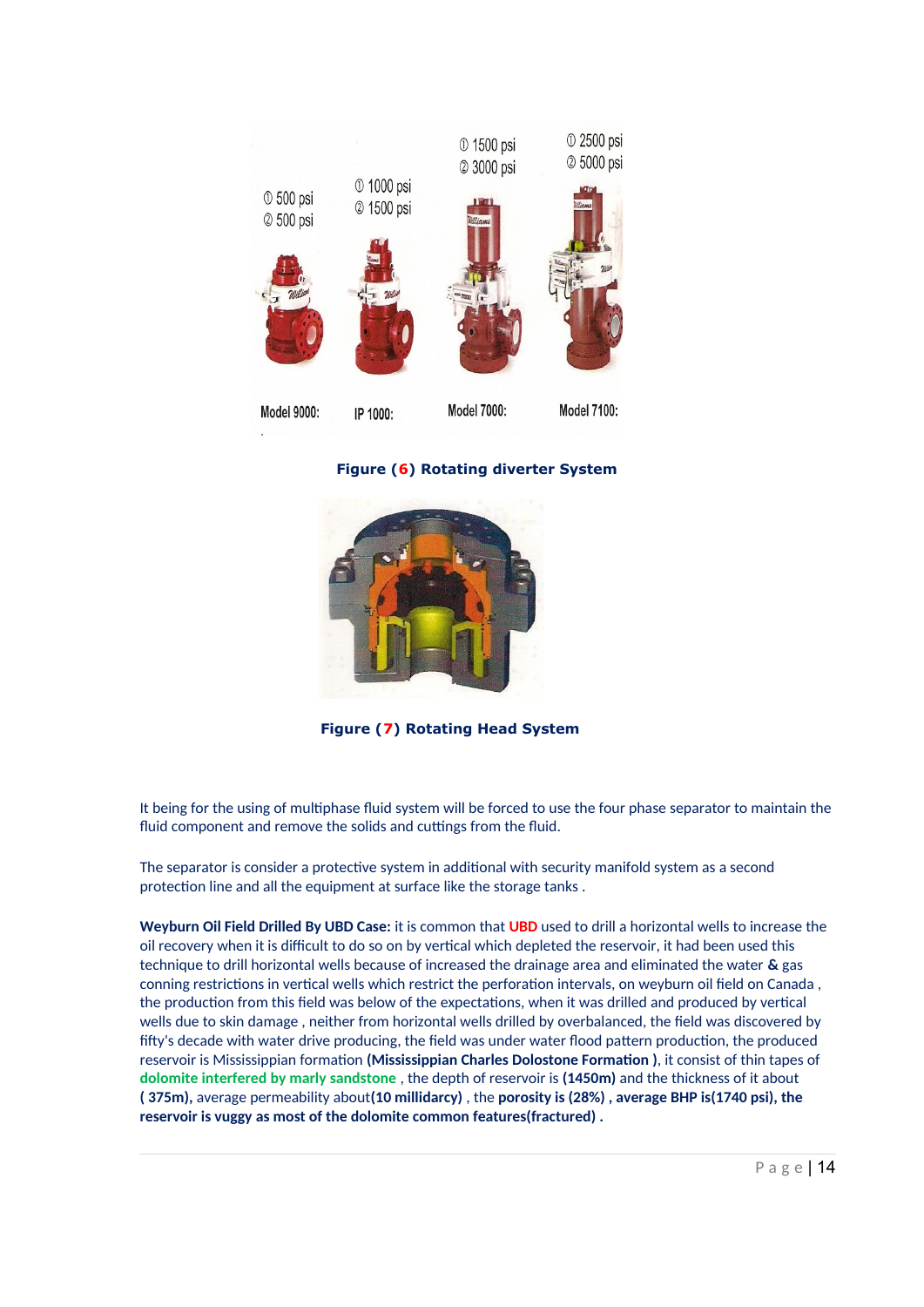Model 9000: ① 500 psi ② 500 psi

IP 1000: ① 1000 psi ② 1500 psi

Model 7000: ① 1500 psi ② 3000 psi

Model 7100: ① 2500 psi ② 5000 psi

**Figure (6) Rotating diverter System**

**Figure (7) Rotating Head System**

It being for the using of multiphase fluid system will be forced to use the four phase separator to maintain the fluid component and remove the solids and cuttings from the fluid.

The separator is consider a protective system in additional with security manifold system as a second protection line and all the equipment at surface like the storage tanks .

**Weyburn Oil Field Drilled By UBD Case:** it is common that **UBD** used to drill a horizontal wells to increase the oil recovery when it is difficult to do so on by vertical which depleted the reservoir, it had been used this technique to drill horizontal wells because of increased the drainage area and eliminated the water **&** gas conning restrictions in vertical wells which restrict the perforation intervals, on weyburn oil field on Canada , the production from this field was below of the expectations, when it was drilled and produced by vertical wells due to skin damage , neither from horizontal wells drilled by overbalanced, the field was discovered by fifty's decade with water drive producing, the field was under water flood pattern production, the produced reservoir is Mississippian formation **(Mississippian Charles Dolostone Formation )**, it consist of thin tapes of **dolomite interfered by marly sandstone** , the depth of reservoir is **(1450m)** and the thickness of it about **( 375m),** average permeability about**(10 millidarcy)** , the **porosity is (28%) , average BHP is(1740 psi), the reservoir is vuggy as most of the dolomite common features(fractured) .**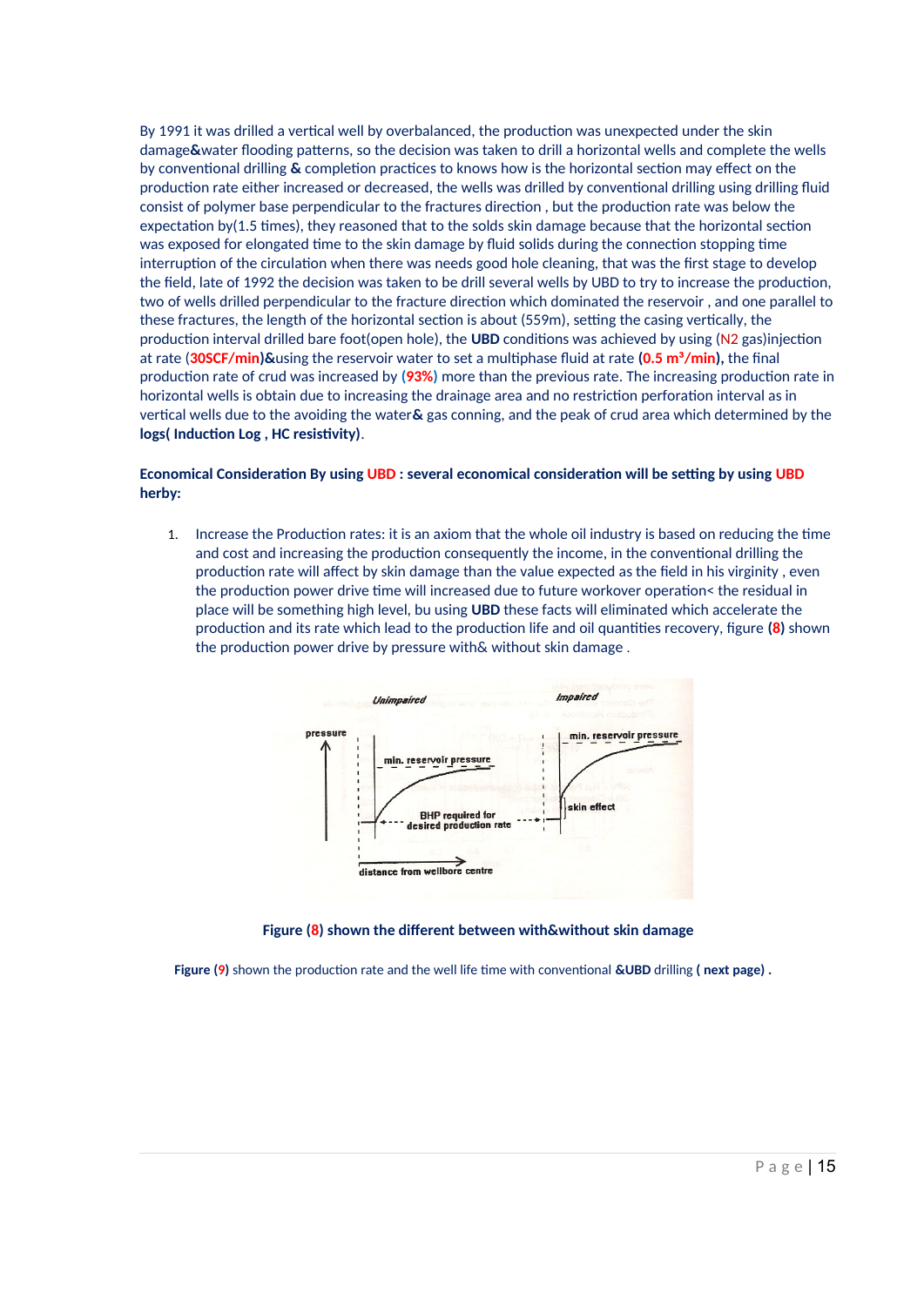By 1991 it was drilled a vertical well by overbalanced, the production was unexpected under the skin damage**&**water flooding patterns, so the decision was taken to drill a horizontal wells and complete the wells by conventional drilling **&** completion practices to knows how is the horizontal section may effect on the production rate either increased or decreased, the wells was drilled by conventional drilling using drilling fluid consist of polymer base perpendicular to the fractures direction , but the production rate was below the expectation by(1.5 times), they reasoned that to the solds skin damage because that the horizontal section was exposed for elongated time to the skin damage by fluid solids during the connection stopping time interruption of the circulation when there was needs good hole cleaning, that was the first stage to develop the field, late of 1992 the decision was taken to be drill several wells by UBD to try to increase the production, two of wells drilled perpendicular to the fracture direction which dominated the reservoir , and one parallel to these fractures, the length of the horizontal section is about (559m), setting the casing vertically, the production interval drilled bare foot(open hole), the **UBD** conditions was achieved by using ($N_2$ gas)injection at rate (**30SCF/min**)**&**using the reservoir water to set a multiphase fluid at rate **(0.5 $m^3$/min),** the final production rate of crud was increased by (**93%**) more than the previous rate. The increasing production rate in horizontal wells is obtain due to increasing the drainage area and no restriction perforation interval as in vertical wells due to the avoiding the water**&** gas conning, and the peak of crud area which determined by the **logs( Induction Log , HC resistivity)**.

**Economical Consideration By using UBD : several economical consideration will be setting by using UBD herby:**

1. Increase the Production rates: it is an axiom that the whole oil industry is based on reducing the time and cost and increasing the production consequently the income, in the conventional drilling the production rate will affect by skin damage than the value expected as the field in his virginity , even the production power drive time will increased due to future workover operation< the residual in place will be something high level, bu using **UBD** these facts will eliminated which accelerate the production and its rate which lead to the production life and oil quantities recovery, figure **(8)** shown the production power drive by pressure with& without skin damage .

**Figure (8) shown the different between with&without skin damage**

**Figure (9)** shown the production rate and the well life time with conventional **&UBD** drilling **( next page) .**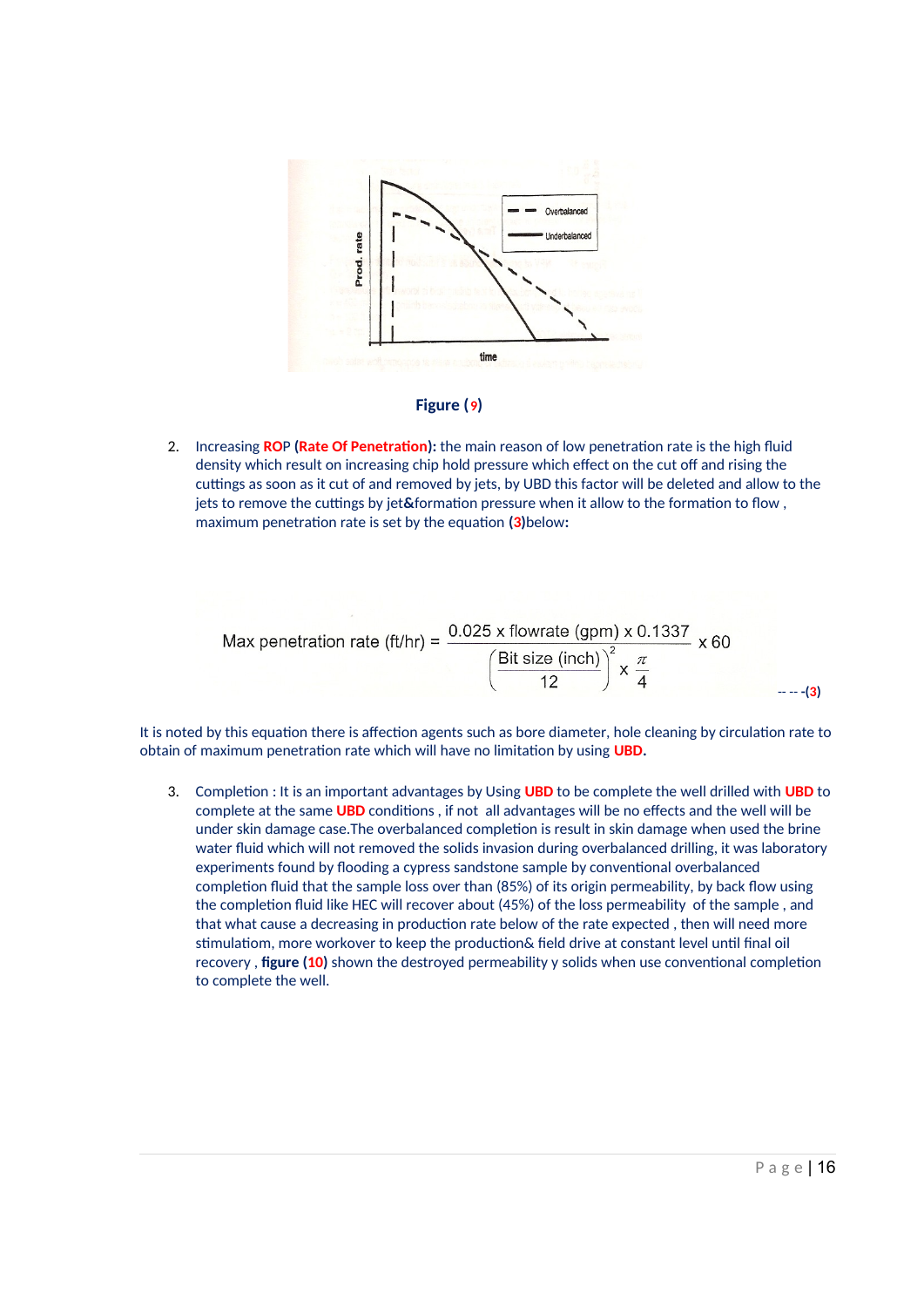Figure (9)

2. Increasing **ROP** (**Rate Of Penetration**): the main reason of low penetration rate is the high fluid density which result on increasing chip hold pressure which effect on the cut off and rising the cuttings as soon as it cut of and removed by jets, by UBD this factor will be deleted and allow to the jets to remove the cuttings by jet&formation pressure when it allow to the formation to flow , maximum penetration rate is set by the equation **(3)**below**:**

$$\text{Max penetration rate (ft/hr)} = \frac{0.025 \times \text{flowrate (gpm)} \times 0.1337}{\left(\frac{\text{Bit size (inch)}}{12}\right)^2 \times \frac{\pi}{4}} \times 60 \qquad \text{-- -- -(3)}$$

It is noted by this equation there is affection agents such as bore diameter, hole cleaning by circulation rate to obtain of maximum penetration rate which will have no limitation by using **UBD.**

3. Completion : It is an important advantages by Using **UBD** to be complete the well drilled with **UBD** to complete at the same **UBD** conditions , if not all advantages will be no effects and the well will be under skin damage case.The overbalanced completion is result in skin damage when used the brine water fluid which will not removed the solids invasion during overbalanced drilling, it was laboratory experiments found by flooding a cypress sandstone sample by conventional overbalanced completion fluid that the sample loss over than (85%) of its origin permeability, by back flow using the completion fluid like HEC will recover about (45%) of the loss permeability of the sample , and that what cause a decreasing in production rate below of the rate expected , then will need more stimulatiom, more workover to keep the production& field drive at constant level until final oil recovery , **figure (10)** shown the destroyed permeability y solids when use conventional completion to complete the well.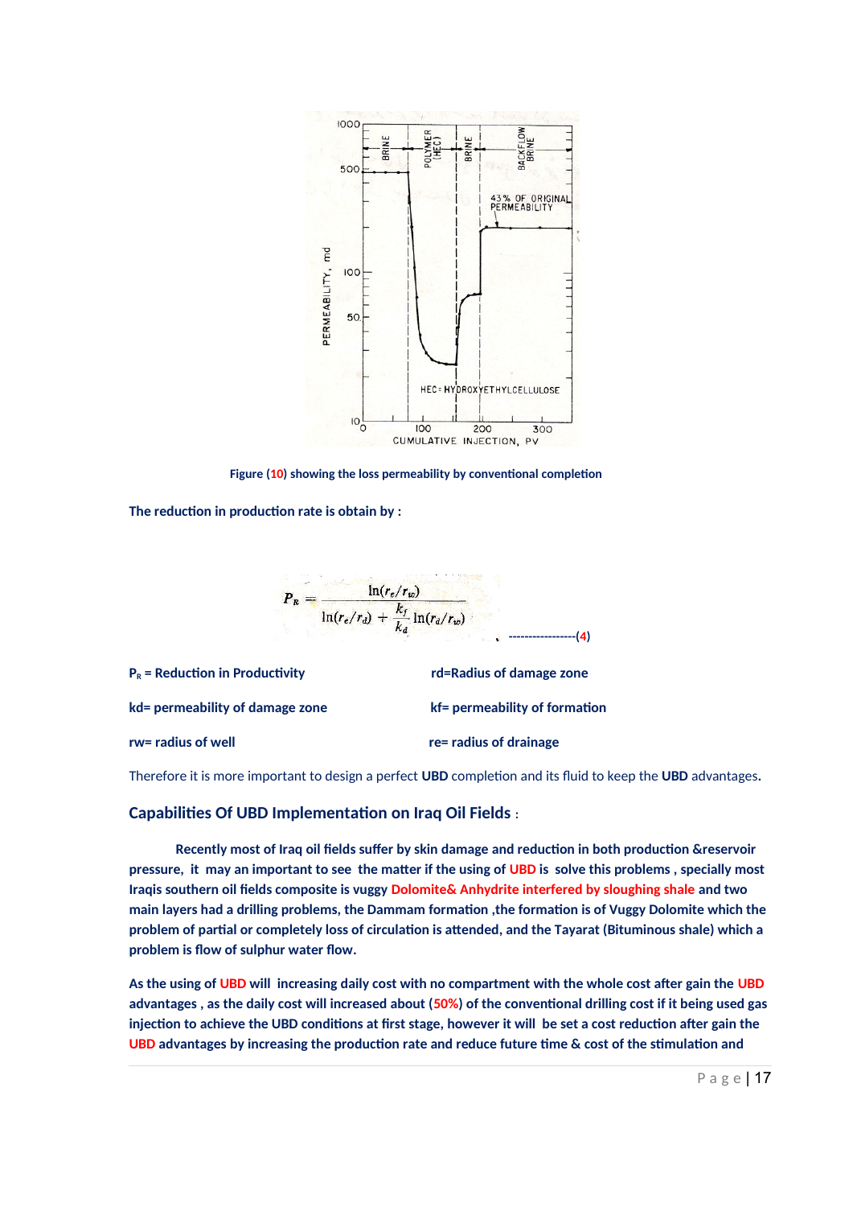Figure (10) showing the loss permeability by conventional completion

**The reduction in production rate is obtain by :**

$$P_R = \frac{\ln(r_e/r_w)}{\ln(r_e/r_d) + \frac{k_f}{k_d}\ln(r_d/r_w)} \quad \text{-----------------(4)}$$

**$P_R$ = Reduction in Productivity**

**rd=Radius of damage zone**

**kd= permeability of damage zone**

**kf= permeability of formation**

**rw= radius of well**

**re= radius of drainage**

Therefore it is more important to design a perfect **UBD** completion and its fluid to keep the **UBD** advantages**.**

## Capabilities Of UBD Implementation on Iraq Oil Fields :

**Recently most of Iraq oil fields suffer by skin damage and reduction in both production &reservoir pressure, it may an important to see the matter if the using of UBD is solve this problems , specially most Iraqis southern oil fields composite is vuggy Dolomite& Anhydrite interfered by sloughing shale and two main layers had a drilling problems, the Dammam formation ,the formation is of Vuggy Dolomite which the problem of partial or completely loss of circulation is attended, and the Tayarat (Bituminous shale) which a problem is flow of sulphur water flow.**

**As the using of UBD will increasing daily cost with no compartment with the whole cost after gain the UBD advantages , as the daily cost will increased about (50%) of the conventional drilling cost if it being used gas injection to achieve the UBD conditions at first stage, however it will be set a cost reduction after gain the UBD advantages by increasing the production rate and reduce future time & cost of the stimulation and**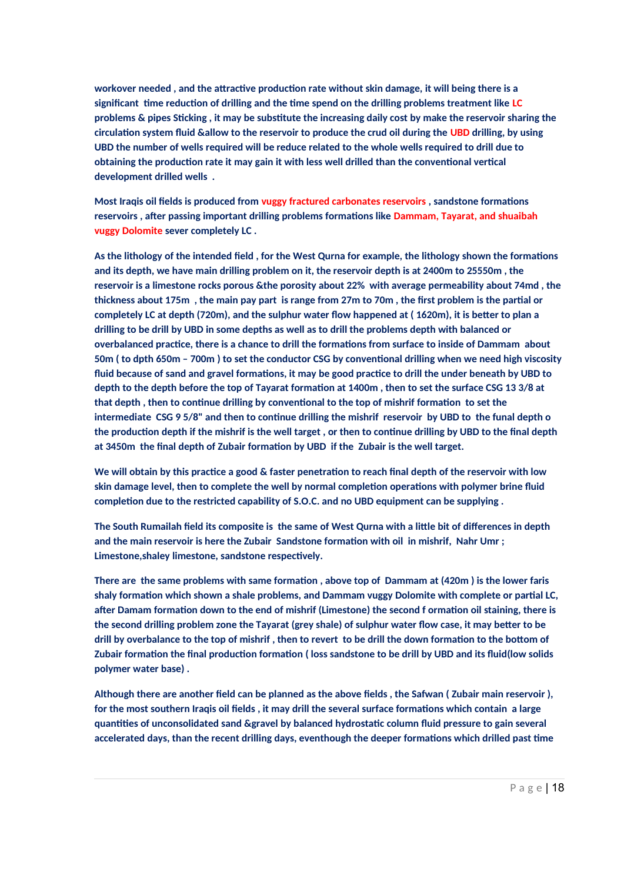**workover needed , and the attractive production rate without skin damage, it will being there is a significant time reduction of drilling and the time spend on the drilling problems treatment like LC problems & pipes Sticking , it may be substitute the increasing daily cost by make the reservoir sharing the circulation system fluid &allow to the reservoir to produce the crud oil during the UBD drilling, by using UBD the number of wells required will be reduce related to the whole wells required to drill due to obtaining the production rate it may gain it with less well drilled than the conventional vertical development drilled wells .**

**Most Iraqis oil fields is produced from vuggy fractured carbonates reservoirs , sandstone formations reservoirs , after passing important drilling problems formations like Dammam, Tayarat, and shuaibah vuggy Dolomite sever completely LC .**

**As the lithology of the intended field , for the West Qurna for example, the lithology shown the formations and its depth, we have main drilling problem on it, the reservoir depth is at 2400m to 25550m , the reservoir is a limestone rocks porous &the porosity about 22% with average permeability about 74md , the thickness about 175m , the main pay part is range from 27m to 70m , the first problem is the partial or completely LC at depth (720m), and the sulphur water flow happened at ( 1620m), it is better to plan a drilling to be drill by UBD in some depths as well as to drill the problems depth with balanced or overbalanced practice, there is a chance to drill the formations from surface to inside of Dammam about 50m ( to dpth 650m – 700m ) to set the conductor CSG by conventional drilling when we need high viscosity fluid because of sand and gravel formations, it may be good practice to drill the under beneath by UBD to depth to the depth before the top of Tayarat formation at 1400m , then to set the surface CSG 13 3/8 at that depth , then to continue drilling by conventional to the top of mishrif formation to set the intermediate CSG 9 5/8" and then to continue drilling the mishrif reservoir by UBD to the funal depth o the production depth if the mishrif is the well target , or then to continue drilling by UBD to the final depth at 3450m the final depth of Zubair formation by UBD if the Zubair is the well target.**

**We will obtain by this practice a good & faster penetration to reach final depth of the reservoir with low skin damage level, then to complete the well by normal completion operations with polymer brine fluid completion due to the restricted capability of S.O.C. and no UBD equipment can be supplying .**

**The South Rumailah field its composite is the same of West Qurna with a little bit of differences in depth and the main reservoir is here the Zubair Sandstone formation with oil in mishrif, Nahr Umr ; Limestone,shaley limestone, sandstone respectively.**

**There are the same problems with same formation , above top of Dammam at (420m ) is the lower faris shaly formation which shown a shale problems, and Dammam vuggy Dolomite with complete or partial LC, after Damam formation down to the end of mishrif (Limestone) the second f ormation oil staining, there is the second drilling problem zone the Tayarat (grey shale) of sulphur water flow case, it may better to be drill by overbalance to the top of mishrif , then to revert to be drill the down formation to the bottom of Zubair formation the final production formation ( loss sandstone to be drill by UBD and its fluid(low solids polymer water base) .**

**Although there are another field can be planned as the above fields , the Safwan ( Zubair main reservoir ), for the most southern Iraqis oil fields , it may drill the several surface formations which contain a large quantities of unconsolidated sand &gravel by balanced hydrostatic column fluid pressure to gain several accelerated days, than the recent drilling days, eventhough the deeper formations which drilled past time**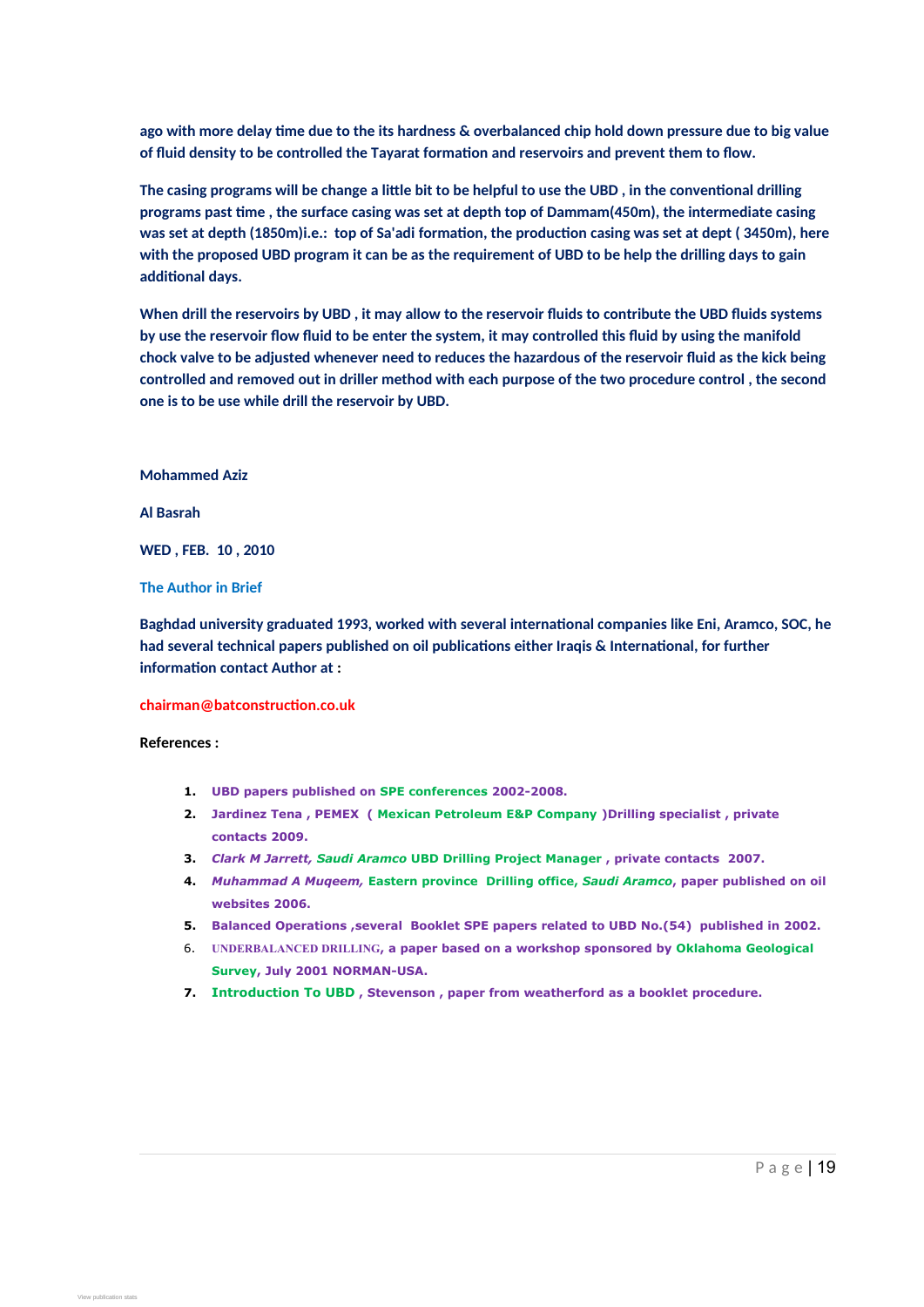ago with more delay time due to the its hardness & overbalanced chip hold down pressure due to big value of fluid density to be controlled the Tayarat formation and reservoirs and prevent them to flow.

The casing programs will be change a little bit to be helpful to use the UBD , in the conventional drilling programs past time , the surface casing was set at depth top of Dammam(450m), the intermediate casing was set at depth (1850m)i.e.: top of Sa'adi formation, the production casing was set at dept ( 3450m), here with the proposed UBD program it can be as the requirement of UBD to be help the drilling days to gain additional days.

When drill the reservoirs by UBD , it may allow to the reservoir fluids to contribute the UBD fluids systems by use the reservoir flow fluid to be enter the system, it may controlled this fluid by using the manifold chock valve to be adjusted whenever need to reduces the hazardous of the reservoir fluid as the kick being controlled and removed out in driller method with each purpose of the two procedure control , the second one is to be use while drill the reservoir by UBD.

**Mohammed Aziz**

**Al Basrah**

**WED , FEB. 10 , 2010**

**The Author in Brief**

**Baghdad university graduated 1993, worked with several international companies like Eni, Aramco, SOC, he had several technical papers published on oil publications either Iraqis & International, for further information contact Author at :**

**chairman@batconstruction.co.uk**

**References :**

1. **UBD papers published on SPE conferences 2002-2008.**
2. **Jardinez Tena , PEMEX ( Mexican Petroleum E&P Company )Drilling specialist , private contacts 2009.**
3. ***Clark M Jarrett, Saudi Aramco* UBD Drilling Project Manager , private contacts 2007.**
4. ***Muhammad A Muqeem,* Eastern province Drilling office, *Saudi Aramco*, paper published on oil websites 2006.**
5. **Balanced Operations ,several Booklet SPE papers related to UBD No.(54) published in 2002.**
6. UNDERBALANCED DRILLING, **a paper based on a workshop sponsored by Oklahoma Geological Survey, July 2001 NORMAN-USA.**
7. **Introduction To UBD , Stevenson , paper from weatherford as a booklet procedure.**